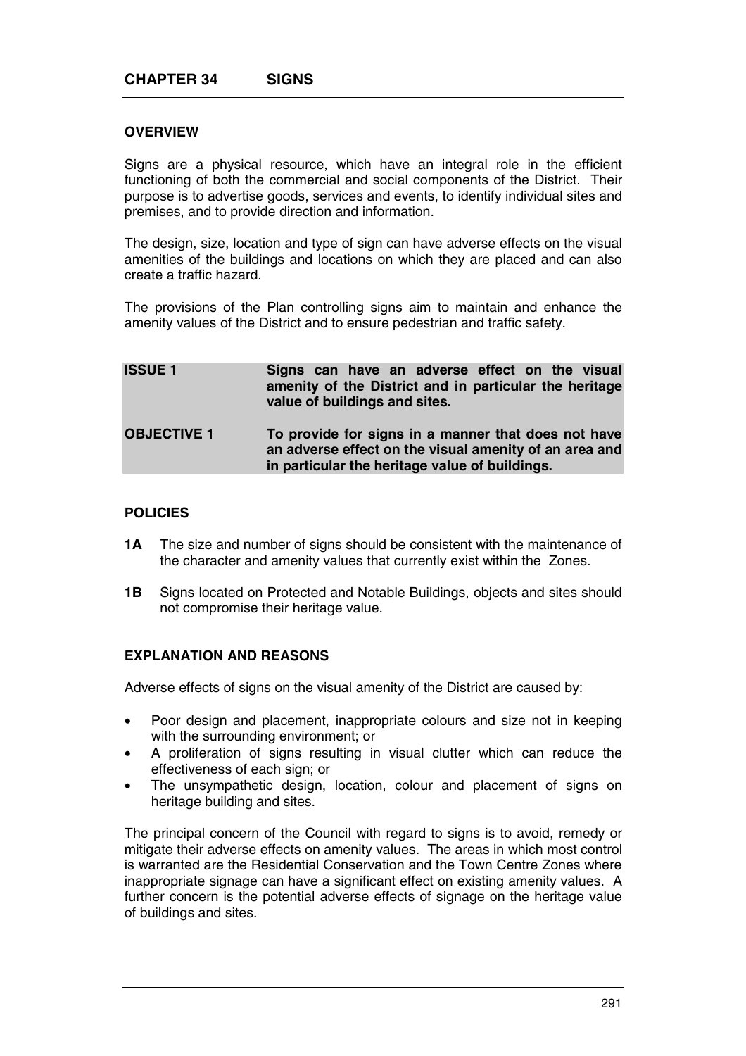# CHAPTER 34 SIGNS

## OVERVIEW

Signs are a physical resource, which have an integral role in the efficient functioning of both the commercial and social components of the District. Their purpose is to advertise goods, services and events, to identify individual sites and premises, and to provide direction and information.

The design, size, location and type of sign can have adverse effects on the visual amenities of the buildings and locations on which they are placed and can also create a traffic hazard.

The provisions of the Plan controlling signs aim to maintain and enhance the amenity values of the District and to ensure pedestrian and traffic safety.

| | |
|---|---|
| **ISSUE 1** | **Signs can have an adverse effect on the visual amenity of the District and in particular the heritage value of buildings and sites.** |
| **OBJECTIVE 1** | **To provide for signs in a manner that does not have an adverse effect on the visual amenity of an area and in particular the heritage value of buildings.** |

## POLICIES

**1A** The size and number of signs should be consistent with the maintenance of the character and amenity values that currently exist within the Zones.

**1B** Signs located on Protected and Notable Buildings, objects and sites should not compromise their heritage value.

## EXPLANATION AND REASONS

Adverse effects of signs on the visual amenity of the District are caused by:

- Poor design and placement, inappropriate colours and size not in keeping with the surrounding environment; or
- A proliferation of signs resulting in visual clutter which can reduce the effectiveness of each sign; or
- The unsympathetic design, location, colour and placement of signs on heritage building and sites.

The principal concern of the Council with regard to signs is to avoid, remedy or mitigate their adverse effects on amenity values. The areas in which most control is warranted are the Residential Conservation and the Town Centre Zones where inappropriate signage can have a significant effect on existing amenity values. A further concern is the potential adverse effects of signage on the heritage value of buildings and sites.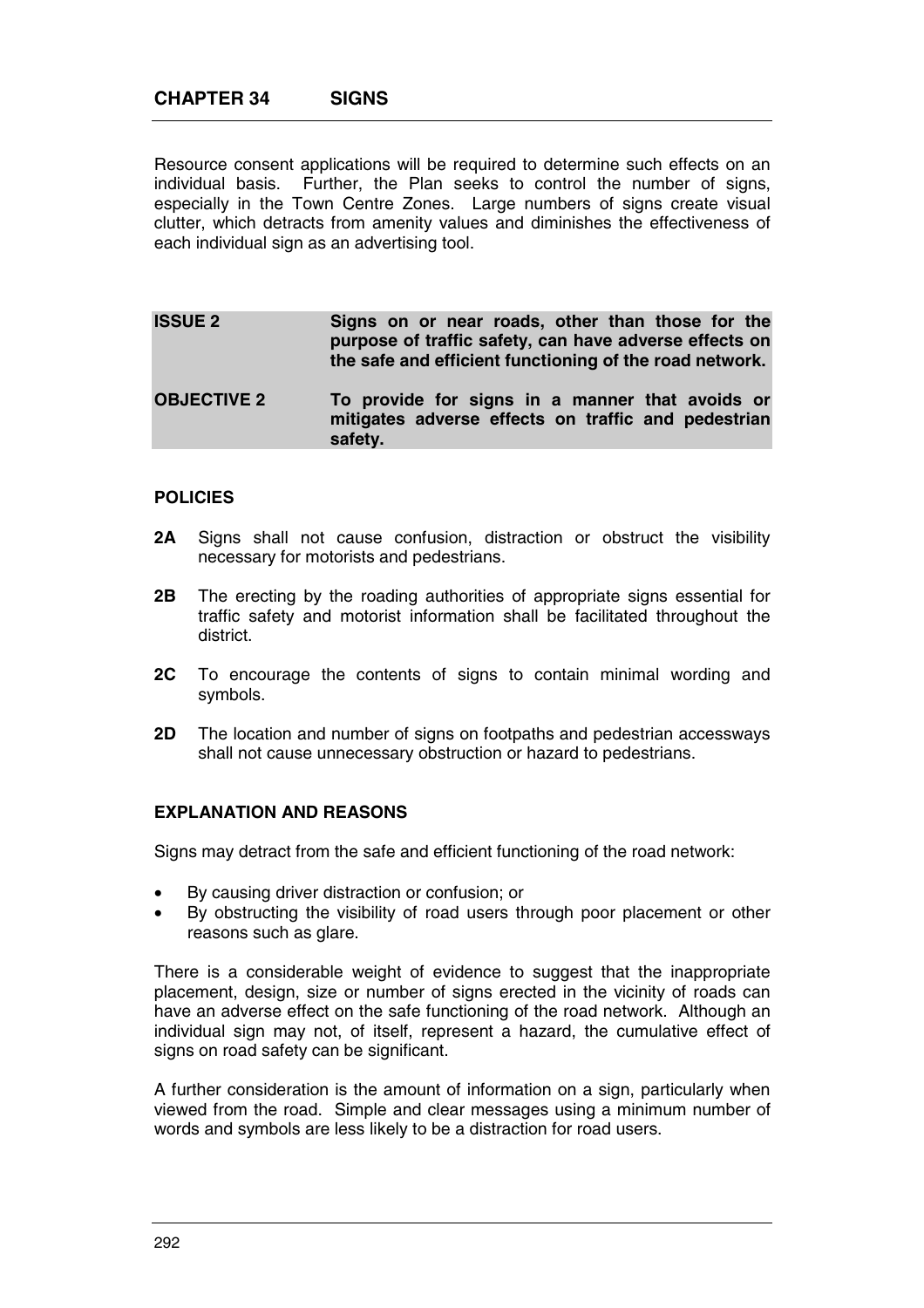Resource consent applications will be required to determine such effects on an individual basis. Further, the Plan seeks to control the number of signs, especially in the Town Centre Zones. Large numbers of signs create visual clutter, which detracts from amenity values and diminishes the effectiveness of each individual sign as an advertising tool.

| | |
|---|---|
| **ISSUE 2** | **Signs on or near roads, other than those for the purpose of traffic safety, can have adverse effects on the safe and efficient functioning of the road network.** |
| **OBJECTIVE 2** | **To provide for signs in a manner that avoids or mitigates adverse effects on traffic and pedestrian safety.** |

### POLICIES

**2A** Signs shall not cause confusion, distraction or obstruct the visibility necessary for motorists and pedestrians.

**2B** The erecting by the roading authorities of appropriate signs essential for traffic safety and motorist information shall be facilitated throughout the district.

**2C** To encourage the contents of signs to contain minimal wording and symbols.

**2D** The location and number of signs on footpaths and pedestrian accessways shall not cause unnecessary obstruction or hazard to pedestrians.

### EXPLANATION AND REASONS

Signs may detract from the safe and efficient functioning of the road network:

- By causing driver distraction or confusion; or
- By obstructing the visibility of road users through poor placement or other reasons such as glare.

There is a considerable weight of evidence to suggest that the inappropriate placement, design, size or number of signs erected in the vicinity of roads can have an adverse effect on the safe functioning of the road network. Although an individual sign may not, of itself, represent a hazard, the cumulative effect of signs on road safety can be significant.

A further consideration is the amount of information on a sign, particularly when viewed from the road. Simple and clear messages using a minimum number of words and symbols are less likely to be a distraction for road users.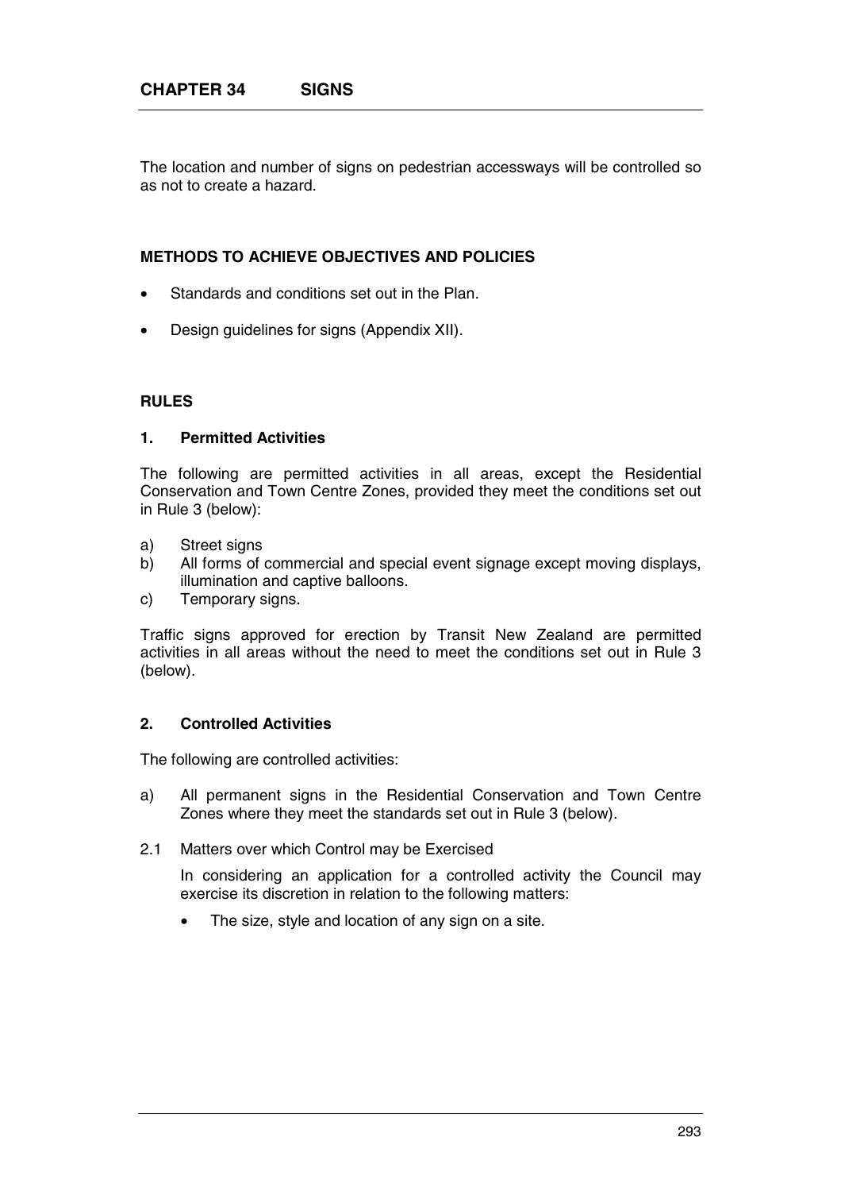The location and number of signs on pedestrian accessways will be controlled so as not to create a hazard.

### METHODS TO ACHIEVE OBJECTIVES AND POLICIES

- Standards and conditions set out in the Plan.
- Design guidelines for signs (Appendix XII).

## RULES

### 1. Permitted Activities

The following are permitted activities in all areas, except the Residential Conservation and Town Centre Zones, provided they meet the conditions set out in Rule 3 (below):

a) Street signs
b) All forms of commercial and special event signage except moving displays, illumination and captive balloons.
c) Temporary signs.

Traffic signs approved for erection by Transit New Zealand are permitted activities in all areas without the need to meet the conditions set out in Rule 3 (below).

### 2. Controlled Activities

The following are controlled activities:

a) All permanent signs in the Residential Conservation and Town Centre Zones where they meet the standards set out in Rule 3 (below).

2.1 Matters over which Control may be Exercised

In considering an application for a controlled activity the Council may exercise its discretion in relation to the following matters:

- The size, style and location of any sign on a site.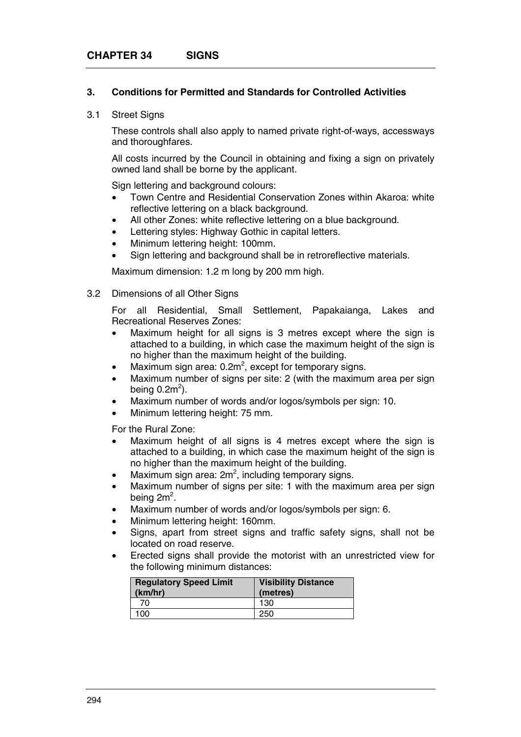# CHAPTER 34 SIGNS

## 3. Conditions for Permitted and Standards for Controlled Activities

### 3.1 Street Signs

These controls shall also apply to named private right-of-ways, accessways and thoroughfares.

All costs incurred by the Council in obtaining and fixing a sign on privately owned land shall be borne by the applicant.

Sign lettering and background colours:

- Town Centre and Residential Conservation Zones within Akaroa: white reflective lettering on a black background.
- All other Zones: white reflective lettering on a blue background.
- Lettering styles: Highway Gothic in capital letters.
- Minimum lettering height: 100mm.
- Sign lettering and background shall be in retroreflective materials.

Maximum dimension: 1.2 m long by 200 mm high.

### 3.2 Dimensions of all Other Signs

For all Residential, Small Settlement, Papakaianga, Lakes and Recreational Reserves Zones:

- Maximum height for all signs is 3 metres except where the sign is attached to a building, in which case the maximum height of the sign is no higher than the maximum height of the building.
- Maximum sign area: $0.2m^2$, except for temporary signs.
- Maximum number of signs per site: 2 (with the maximum area per sign being $0.2m^2$).
- Maximum number of words and/or logos/symbols per sign: 10.
- Minimum lettering height: 75 mm.

For the Rural Zone:

- Maximum height of all signs is 4 metres except where the sign is attached to a building, in which case the maximum height of the sign is no higher than the maximum height of the building.
- Maximum sign area: $2m^2$, including temporary signs.
- Maximum number of signs per site: 1 with the maximum area per sign being $2m^2$.
- Maximum number of words and/or logos/symbols per sign: 6.
- Minimum lettering height: 160mm.
- Signs, apart from street signs and traffic safety signs, shall not be located on road reserve.
- Erected signs shall provide the motorist with an unrestricted view for the following minimum distances:

| Regulatory Speed Limit (km/hr) | Visibility Distance (metres) |
|---|---|
| 70 | 130 |
| 100 | 250 |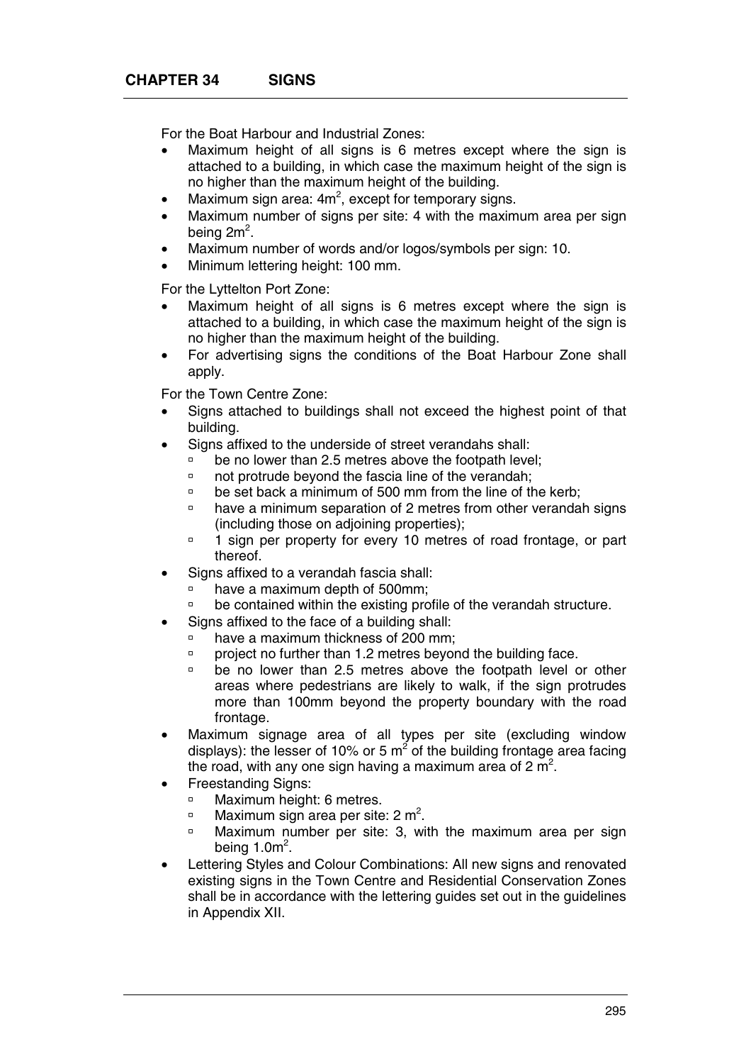For the Boat Harbour and Industrial Zones:

- Maximum height of all signs is 6 metres except where the sign is attached to a building, in which case the maximum height of the sign is no higher than the maximum height of the building.
- Maximum sign area: $4m^2$, except for temporary signs.
- Maximum number of signs per site: 4 with the maximum area per sign being $2m^2$.
- Maximum number of words and/or logos/symbols per sign: 10.
- Minimum lettering height: 100 mm.

For the Lyttelton Port Zone:

- Maximum height of all signs is 6 metres except where the sign is attached to a building, in which case the maximum height of the sign is no higher than the maximum height of the building.
- For advertising signs the conditions of the Boat Harbour Zone shall apply.

For the Town Centre Zone:

- Signs attached to buildings shall not exceed the highest point of that building.
- Signs affixed to the underside of street verandahs shall:
  - be no lower than 2.5 metres above the footpath level;
  - not protrude beyond the fascia line of the verandah;
  - be set back a minimum of 500 mm from the line of the kerb;
  - have a minimum separation of 2 metres from other verandah signs (including those on adjoining properties);
  - 1 sign per property for every 10 metres of road frontage, or part thereof.
- Signs affixed to a verandah fascia shall:
  - have a maximum depth of 500mm;
  - be contained within the existing profile of the verandah structure.
- Signs affixed to the face of a building shall:
  - have a maximum thickness of 200 mm;
  - project no further than 1.2 metres beyond the building face.
  - be no lower than 2.5 metres above the footpath level or other areas where pedestrians are likely to walk, if the sign protrudes more than 100mm beyond the property boundary with the road frontage.
- Maximum signage area of all types per site (excluding window displays): the lesser of 10% or 5 $m^2$ of the building frontage area facing the road, with any one sign having a maximum area of 2 $m^2$.
- Freestanding Signs:
  - Maximum height: 6 metres.
  - Maximum sign area per site: 2 $m^2$.
  - Maximum number per site: 3, with the maximum area per sign being $1.0m^2$.
- Lettering Styles and Colour Combinations: All new signs and renovated existing signs in the Town Centre and Residential Conservation Zones shall be in accordance with the lettering guides set out in the guidelines in Appendix XII.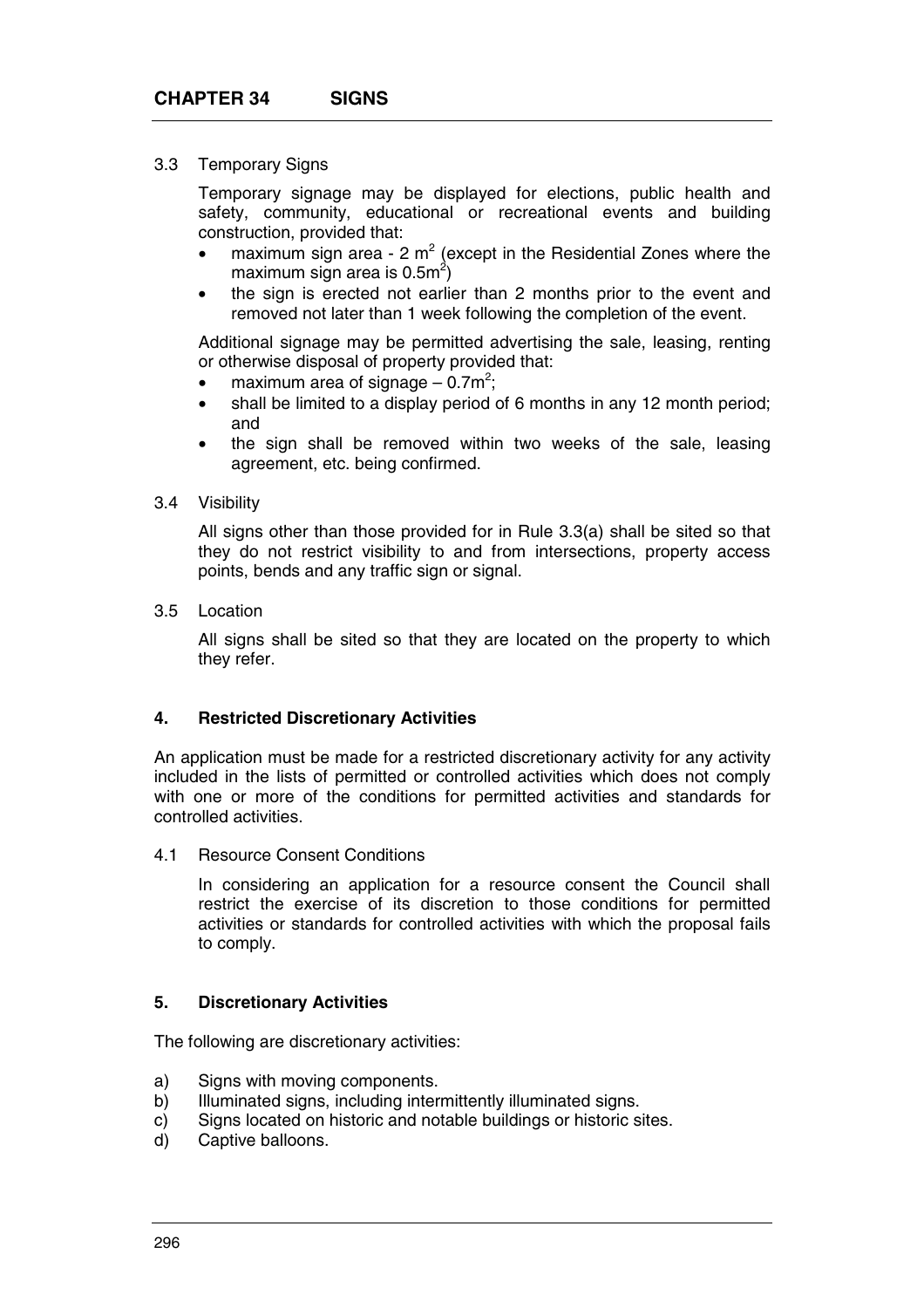# CHAPTER 34 SIGNS

3.3 Temporary Signs

Temporary signage may be displayed for elections, public health and safety, community, educational or recreational events and building construction, provided that:

- maximum sign area - 2 $m^2$ (except in the Residential Zones where the maximum sign area is $0.5m^2$)
- the sign is erected not earlier than 2 months prior to the event and removed not later than 1 week following the completion of the event.

Additional signage may be permitted advertising the sale, leasing, renting or otherwise disposal of property provided that:

- maximum area of signage – $0.7m^2$;
- shall be limited to a display period of 6 months in any 12 month period; and
- the sign shall be removed within two weeks of the sale, leasing agreement, etc. being confirmed.

3.4 Visibility

All signs other than those provided for in Rule 3.3(a) shall be sited so that they do not restrict visibility to and from intersections, property access points, bends and any traffic sign or signal.

3.5 Location

All signs shall be sited so that they are located on the property to which they refer.

## 4. Restricted Discretionary Activities

An application must be made for a restricted discretionary activity for any activity included in the lists of permitted or controlled activities which does not comply with one or more of the conditions for permitted activities and standards for controlled activities.

4.1 Resource Consent Conditions

In considering an application for a resource consent the Council shall restrict the exercise of its discretion to those conditions for permitted activities or standards for controlled activities with which the proposal fails to comply.

## 5. Discretionary Activities

The following are discretionary activities:

a) Signs with moving components.
b) Illuminated signs, including intermittently illuminated signs.
c) Signs located on historic and notable buildings or historic sites.
d) Captive balloons.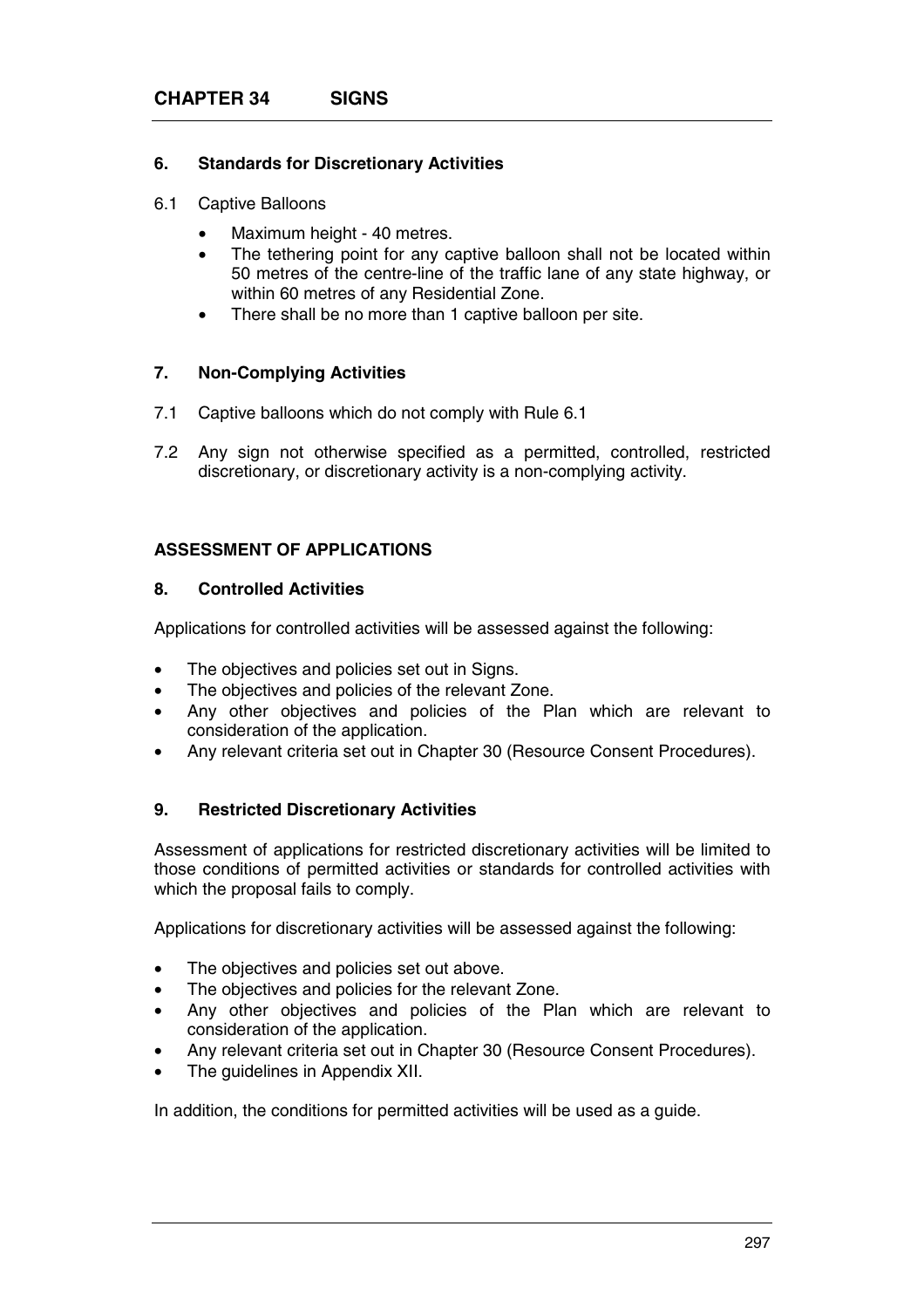## 6. Standards for Discretionary Activities

6.1 Captive Balloons

- Maximum height - 40 metres.
- The tethering point for any captive balloon shall not be located within 50 metres of the centre-line of the traffic lane of any state highway, or within 60 metres of any Residential Zone.
- There shall be no more than 1 captive balloon per site.

## 7. Non-Complying Activities

7.1 Captive balloons which do not comply with Rule 6.1

7.2 Any sign not otherwise specified as a permitted, controlled, restricted discretionary, or discretionary activity is a non-complying activity.

## ASSESSMENT OF APPLICATIONS

## 8. Controlled Activities

Applications for controlled activities will be assessed against the following:

- The objectives and policies set out in Signs.
- The objectives and policies of the relevant Zone.
- Any other objectives and policies of the Plan which are relevant to consideration of the application.
- Any relevant criteria set out in Chapter 30 (Resource Consent Procedures).

## 9. Restricted Discretionary Activities

Assessment of applications for restricted discretionary activities will be limited to those conditions of permitted activities or standards for controlled activities with which the proposal fails to comply.

Applications for discretionary activities will be assessed against the following:

- The objectives and policies set out above.
- The objectives and policies for the relevant Zone.
- Any other objectives and policies of the Plan which are relevant to consideration of the application.
- Any relevant criteria set out in Chapter 30 (Resource Consent Procedures).
- The guidelines in Appendix XII.

In addition, the conditions for permitted activities will be used as a guide.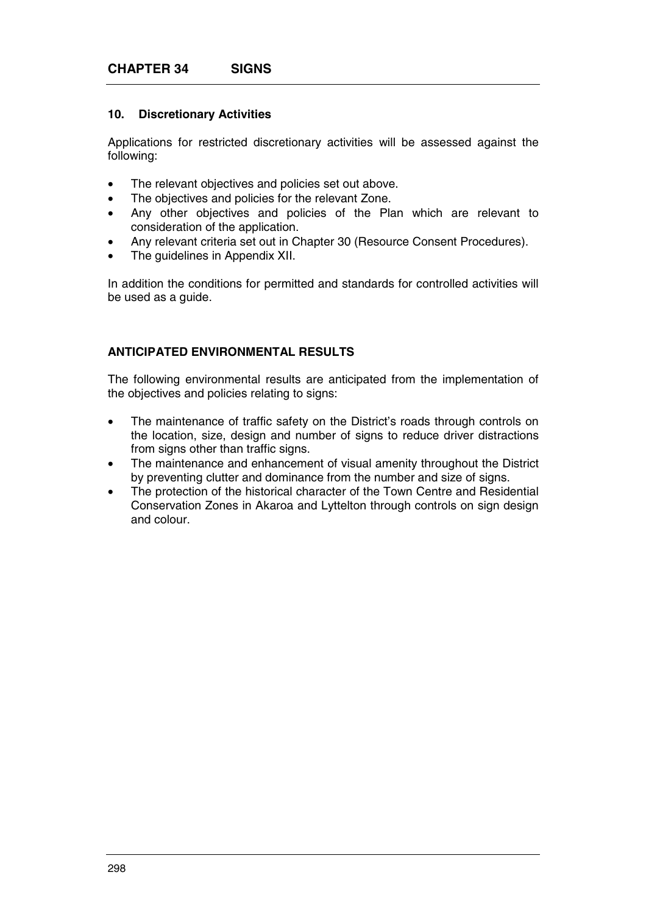### 10. Discretionary Activities

Applications for restricted discretionary activities will be assessed against the following:

- The relevant objectives and policies set out above.
- The objectives and policies for the relevant Zone.
- Any other objectives and policies of the Plan which are relevant to consideration of the application.
- Any relevant criteria set out in Chapter 30 (Resource Consent Procedures).
- The guidelines in Appendix XII.

In addition the conditions for permitted and standards for controlled activities will be used as a guide.

## ANTICIPATED ENVIRONMENTAL RESULTS

The following environmental results are anticipated from the implementation of the objectives and policies relating to signs:

- The maintenance of traffic safety on the District's roads through controls on the location, size, design and number of signs to reduce driver distractions from signs other than traffic signs.
- The maintenance and enhancement of visual amenity throughout the District by preventing clutter and dominance from the number and size of signs.
- The protection of the historical character of the Town Centre and Residential Conservation Zones in Akaroa and Lyttelton through controls on sign design and colour.